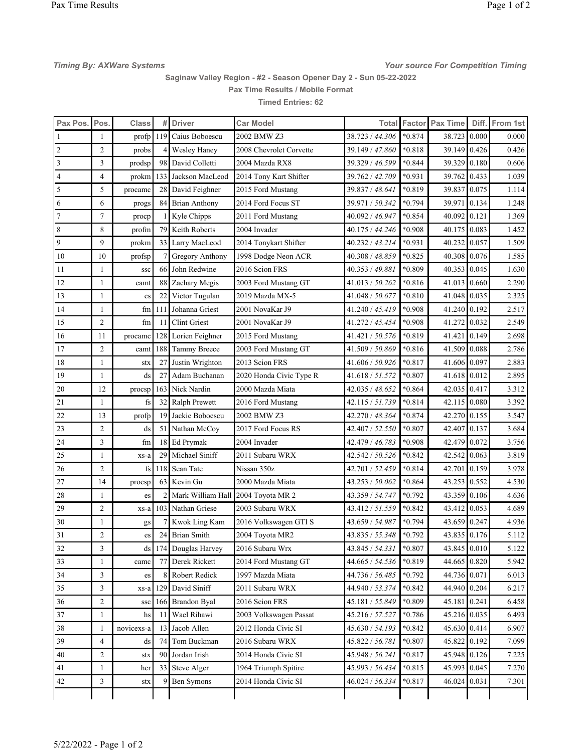*Timing By: AXWare Systems* *Your source For Competition Timing*

**Saginaw Valley Region - #2 - Season Opener Day 2 - Sun 05-22-2022**

**Pax Time Results / Mobile Format**

**Timed Entries: 62**

| Pax Pos. | Pos. | Class | # | Driver | Car Model | Total | Factor | Pax Time | Diff. | From 1st |
|---|---|---|---|---|---|---|---|---|---|---|
| 1 | 1 | profp | 119 | Caius Boboescu | 2002 BMW Z3 | 38.723 / *44.306* | *0.874 | 38.723 | 0.000 | 0.000 |
| 2 | 2 | probs | 4 | Wesley Haney | 2008 Chevrolet Corvette | 39.149 / *47.860* | *0.818 | 39.149 | 0.426 | 0.426 |
| 3 | 3 | prodsp | 98 | David Colletti | 2004 Mazda RX8 | 39.329 / *46.599* | *0.844 | 39.329 | 0.180 | 0.606 |
| 4 | 4 | prokm | 133 | Jackson MacLeod | 2014 Tony Kart Shifter | 39.762 / *42.709* | *0.931 | 39.762 | 0.433 | 1.039 |
| 5 | 5 | procamc | 28 | David Feighner | 2015 Ford Mustang | 39.837 / *48.641* | *0.819 | 39.837 | 0.075 | 1.114 |
| 6 | 6 | progs | 84 | Brian Anthony | 2014 Ford Focus ST | 39.971 / *50.342* | *0.794 | 39.971 | 0.134 | 1.248 |
| 7 | 7 | procp | 1 | Kyle Chipps | 2011 Ford Mustang | 40.092 / *46.947* | *0.854 | 40.092 | 0.121 | 1.369 |
| 8 | 8 | profm | 79 | Keith Roberts | 2004 Invader | 40.175 / *44.246* | *0.908 | 40.175 | 0.083 | 1.452 |
| 9 | 9 | prokm | 33 | Larry MacLeod | 2014 Tonykart Shifter | 40.232 / *43.214* | *0.931 | 40.232 | 0.057 | 1.509 |
| 10 | 10 | profsp | 7 | Gregory Anthony | 1998 Dodge Neon ACR | 40.308 / *48.859* | *0.825 | 40.308 | 0.076 | 1.585 |
| 11 | 1 | ssc | 66 | John Redwine | 2016 Scion FRS | 40.353 / *49.881* | *0.809 | 40.353 | 0.045 | 1.630 |
| 12 | 1 | camt | 88 | Zachary Megis | 2003 Ford Mustang GT | 41.013 / *50.262* | *0.816 | 41.013 | 0.660 | 2.290 |
| 13 | 1 | cs | 22 | Victor Tugulan | 2019 Mazda MX-5 | 41.048 / *50.677* | *0.810 | 41.048 | 0.035 | 2.325 |
| 14 | 1 | fm | 111 | Johanna Griest | 2001 NovaKar J9 | 41.240 / *45.419* | *0.908 | 41.240 | 0.192 | 2.517 |
| 15 | 2 | fm | 11 | Clint Griest | 2001 NovaKar J9 | 41.272 / *45.454* | *0.908 | 41.272 | 0.032 | 2.549 |
| 16 | 11 | procamc | 128 | Lorien Feighner | 2015 Ford Mustang | 41.421 / *50.576* | *0.819 | 41.421 | 0.149 | 2.698 |
| 17 | 2 | camt | 188 | Tammy Breece | 2003 Ford Mustang GT | 41.509 / *50.869* | *0.816 | 41.509 | 0.088 | 2.786 |
| 18 | 1 | stx | 27 | Justin Wrighton | 2013 Scion FRS | 41.606 / *50.926* | *0.817 | 41.606 | 0.097 | 2.883 |
| 19 | 1 | ds | 27 | Adam Buchanan | 2020 Honda Civic Type R | 41.618 / *51.572* | *0.807 | 41.618 | 0.012 | 2.895 |
| 20 | 12 | procsp | 163 | Nick Nardin | 2000 Mazda Miata | 42.035 / *48.652* | *0.864 | 42.035 | 0.417 | 3.312 |
| 21 | 1 | fs | 32 | Ralph Prewett | 2016 Ford Mustang | 42.115 / *51.739* | *0.814 | 42.115 | 0.080 | 3.392 |
| 22 | 13 | profp | 19 | Jackie Boboescu | 2002 BMW Z3 | 42.270 / *48.364* | *0.874 | 42.270 | 0.155 | 3.547 |
| 23 | 2 | ds | 51 | Nathan McCoy | 2017 Ford Focus RS | 42.407 / *52.550* | *0.807 | 42.407 | 0.137 | 3.684 |
| 24 | 3 | fm | 18 | Ed Prymak | 2004 Invader | 42.479 / *46.783* | *0.908 | 42.479 | 0.072 | 3.756 |
| 25 | 1 | xs-a | 29 | Michael Siniff | 2011 Subaru WRX | 42.542 / *50.526* | *0.842 | 42.542 | 0.063 | 3.819 |
| 26 | 2 | fs | 118 | Sean Tate | Nissan 350z | 42.701 / *52.459* | *0.814 | 42.701 | 0.159 | 3.978 |
| 27 | 14 | procsp | 63 | Kevin Gu | 2000 Mazda Miata | 43.253 / *50.062* | *0.864 | 43.253 | 0.552 | 4.530 |
| 28 | 1 | es | 2 | Mark William Hall | 2004 Toyota MR 2 | 43.359 / *54.747* | *0.792 | 43.359 | 0.106 | 4.636 |
| 29 | 2 | xs-a | 103 | Nathan Griese | 2003 Subaru WRX | 43.412 / *51.559* | *0.842 | 43.412 | 0.053 | 4.689 |
| 30 | 1 | gs | 7 | Kwok Ling Kam | 2016 Volkswagen GTI S | 43.659 / *54.987* | *0.794 | 43.659 | 0.247 | 4.936 |
| 31 | 2 | es | 24 | Brian Smith | 2004 Toyota MR2 | 43.835 / *55.348* | *0.792 | 43.835 | 0.176 | 5.112 |
| 32 | 3 | ds | 174 | Douglas Harvey | 2016 Subaru Wrx | 43.845 / *54.331* | *0.807 | 43.845 | 0.010 | 5.122 |
| 33 | 1 | camc | 77 | Derek Rickett | 2014 Ford Mustang GT | 44.665 / *54.536* | *0.819 | 44.665 | 0.820 | 5.942 |
| 34 | 3 | es | 8 | Robert Redick | 1997 Mazda Miata | 44.736 / *56.485* | *0.792 | 44.736 | 0.071 | 6.013 |
| 35 | 3 | xs-a | 129 | David Siniff | 2011 Subaru WRX | 44.940 / *53.374* | *0.842 | 44.940 | 0.204 | 6.217 |
| 36 | 2 | ssc | 166 | Brandon Byal | 2016 Scion FRS | 45.181 / *55.849* | *0.809 | 45.181 | 0.241 | 6.458 |
| 37 | 1 | hs | 11 | Wael Rihawi | 2003 Volkswagen Passat | 45.216 / *57.527* | *0.786 | 45.216 | 0.035 | 6.493 |
| 38 | 1 | novicexs-a | 13 | Jacob Allen | 2012 Honda Civic SI | 45.630 / *54.193* | *0.842 | 45.630 | 0.414 | 6.907 |
| 39 | 4 | ds | 74 | Tom Buckman | 2016 Subaru WRX | 45.822 / *56.781* | *0.807 | 45.822 | 0.192 | 7.099 |
| 40 | 2 | stx | 90 | Jordan Irish | 2014 Honda Civic SI | 45.948 / *56.241* | *0.817 | 45.948 | 0.126 | 7.225 |
| 41 | 1 | hcr | 33 | Steve Alger | 1964 Triumph Spitire | 45.993 / *56.434* | *0.815 | 45.993 | 0.045 | 7.270 |
| 42 | 3 | stx | 9 | Ben Symons | 2014 Honda Civic SI | 46.024 / *56.334* | *0.817 | 46.024 | 0.031 | 7.301 |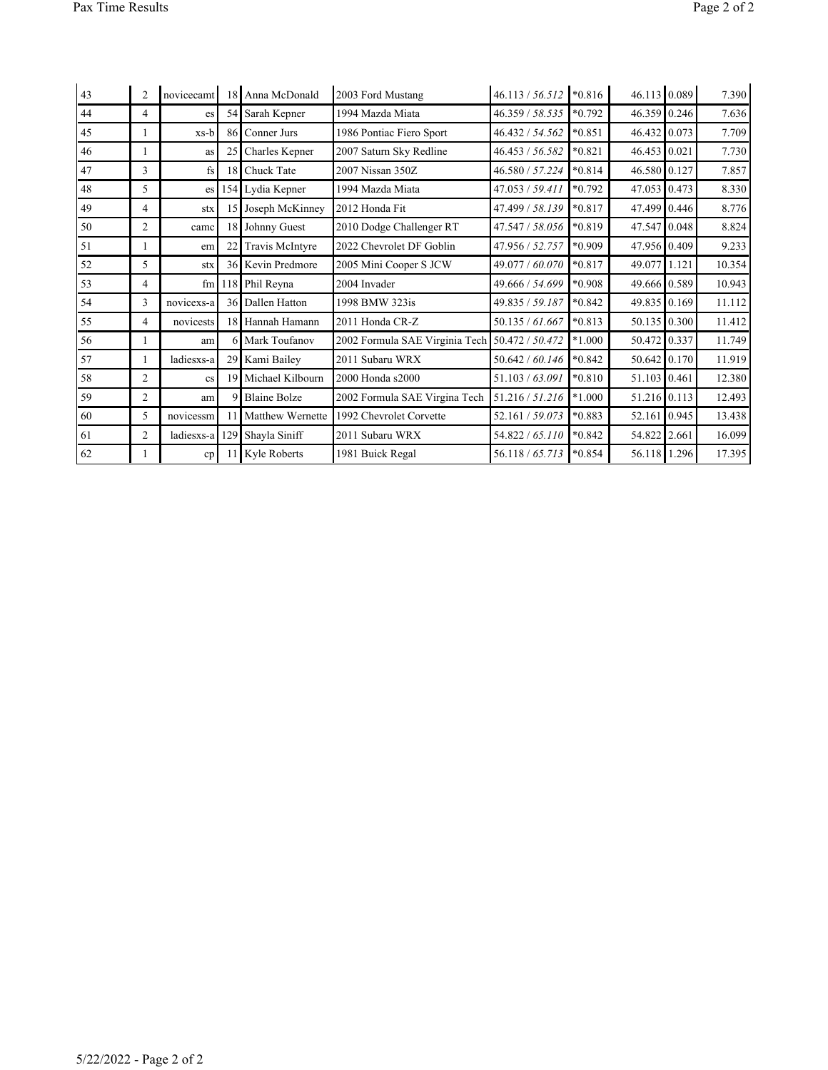| | | | | | | | | | | |
|---|---|---|---|---|---|---|---|---|---|---|
| 43 | 2 | novicecamt | 18 | Anna McDonald | 2003 Ford Mustang | 46.113 / *56.512* | *0.816 | 46.113 | 0.089 | 7.390 |
| 44 | 4 | es | 54 | Sarah Kepner | 1994 Mazda Miata | 46.359 / *58.535* | *0.792 | 46.359 | 0.246 | 7.636 |
| 45 | 1 | xs-b | 86 | Conner Jurs | 1986 Pontiac Fiero Sport | 46.432 / *54.562* | *0.851 | 46.432 | 0.073 | 7.709 |
| 46 | 1 | as | 25 | Charles Kepner | 2007 Saturn Sky Redline | 46.453 / *56.582* | *0.821 | 46.453 | 0.021 | 7.730 |
| 47 | 3 | fs | 18 | Chuck Tate | 2007 Nissan 350Z | 46.580 / *57.224* | *0.814 | 46.580 | 0.127 | 7.857 |
| 48 | 5 | es | 154 | Lydia Kepner | 1994 Mazda Miata | 47.053 / *59.411* | *0.792 | 47.053 | 0.473 | 8.330 |
| 49 | 4 | stx | 15 | Joseph McKinney | 2012 Honda Fit | 47.499 / *58.139* | *0.817 | 47.499 | 0.446 | 8.776 |
| 50 | 2 | camc | 18 | Johnny Guest | 2010 Dodge Challenger RT | 47.547 / *58.056* | *0.819 | 47.547 | 0.048 | 8.824 |
| 51 | 1 | em | 22 | Travis McIntyre | 2022 Chevrolet DF Goblin | 47.956 / *52.757* | *0.909 | 47.956 | 0.409 | 9.233 |
| 52 | 5 | stx | 36 | Kevin Predmore | 2005 Mini Cooper S JCW | 49.077 / *60.070* | *0.817 | 49.077 | 1.121 | 10.354 |
| 53 | 4 | fm | 118 | Phil Reyna | 2004 Invader | 49.666 / *54.699* | *0.908 | 49.666 | 0.589 | 10.943 |
| 54 | 3 | novicexs-a | 36 | Dallen Hatton | 1998 BMW 323is | 49.835 / *59.187* | *0.842 | 49.835 | 0.169 | 11.112 |
| 55 | 4 | novicests | 18 | Hannah Hamann | 2011 Honda CR-Z | 50.135 / *61.667* | *0.813 | 50.135 | 0.300 | 11.412 |
| 56 | 1 | am | 6 | Mark Toufanov | 2002 Formula SAE Virginia Tech | 50.472 / *50.472* | *1.000 | 50.472 | 0.337 | 11.749 |
| 57 | 1 | ladiesxs-a | 29 | Kami Bailey | 2011 Subaru WRX | 50.642 / *60.146* | *0.842 | 50.642 | 0.170 | 11.919 |
| 58 | 2 | cs | 19 | Michael Kilbourn | 2000 Honda s2000 | 51.103 / *63.091* | *0.810 | 51.103 | 0.461 | 12.380 |
| 59 | 2 | am | 9 | Blaine Bolze | 2002 Formula SAE Virgina Tech | 51.216 / *51.216* | *1.000 | 51.216 | 0.113 | 12.493 |
| 60 | 5 | novicessm | 11 | Matthew Wernette | 1992 Chevrolet Corvette | 52.161 / *59.073* | *0.883 | 52.161 | 0.945 | 13.438 |
| 61 | 2 | ladiesxs-a | 129 | Shayla Siniff | 2011 Subaru WRX | 54.822 / *65.110* | *0.842 | 54.822 | 2.661 | 16.099 |
| 62 | 1 | cp | 11 | Kyle Roberts | 1981 Buick Regal | 56.118 / *65.713* | *0.854 | 56.118 | 1.296 | 17.395 |